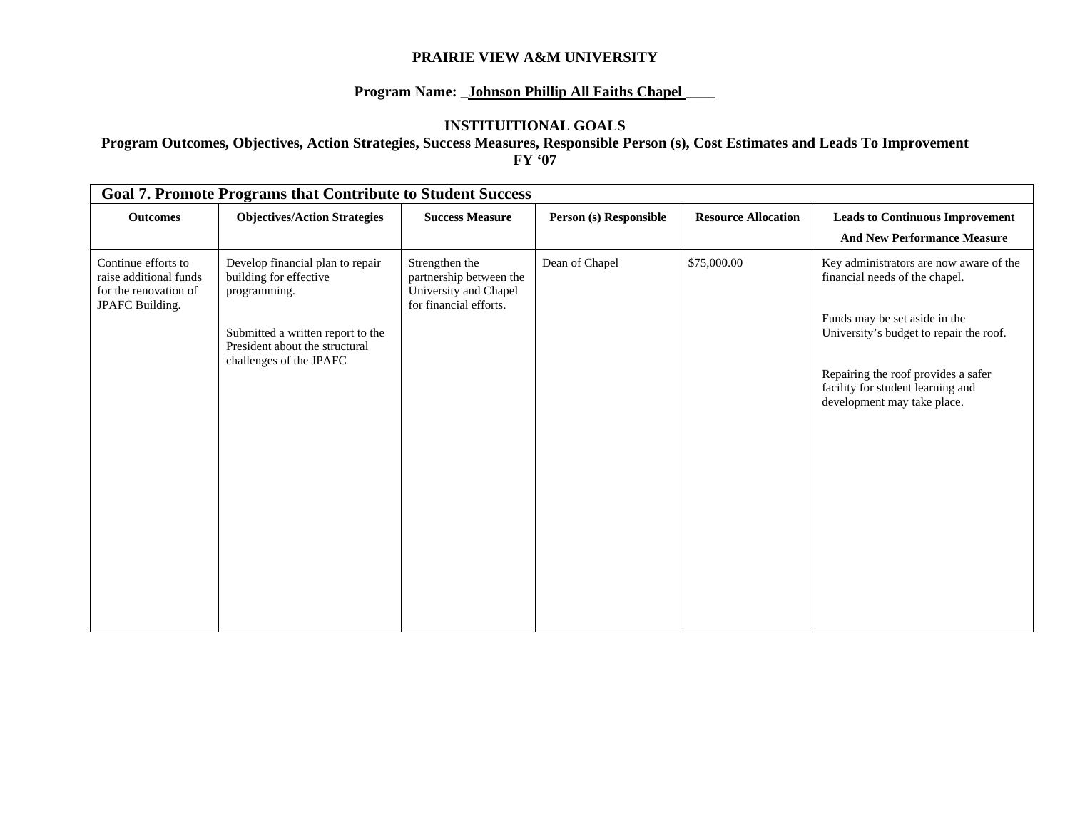**PRAIRIE VIEW A&M UNIVERSITY**

**Program Name: _Johnson Phillip All Faiths Chapel ____**

**INSTITUITIONAL GOALS**

**Program Outcomes, Objectives, Action Strategies, Success Measures, Responsible Person (s), Cost Estimates and Leads To Improvement**

**FY '07**

| **Goal 7. Promote Programs that Contribute to Student Success** | | | | | |
|---|---|---|---|---|---|
| **Outcomes** | **Objectives/Action Strategies** | **Success Measure** | **Person (s) Responsible** | **Resource Allocation** | **Leads to Continuous Improvement And New Performance Measure** |
| Continue efforts to raise additional funds for the renovation of JPAFC Building. | Develop financial plan to repair building for effective programming.<br><br>Submitted a written report to the President about the structural challenges of the JPAFC | Strengthen the partnership between the University and Chapel for financial efforts. | Dean of Chapel | $75,000.00 | Key administrators are now aware of the financial needs of the chapel.<br><br>Funds may be set aside in the University's budget to repair the roof.<br><br>Repairing the roof provides a safer facility for student learning and development may take place. |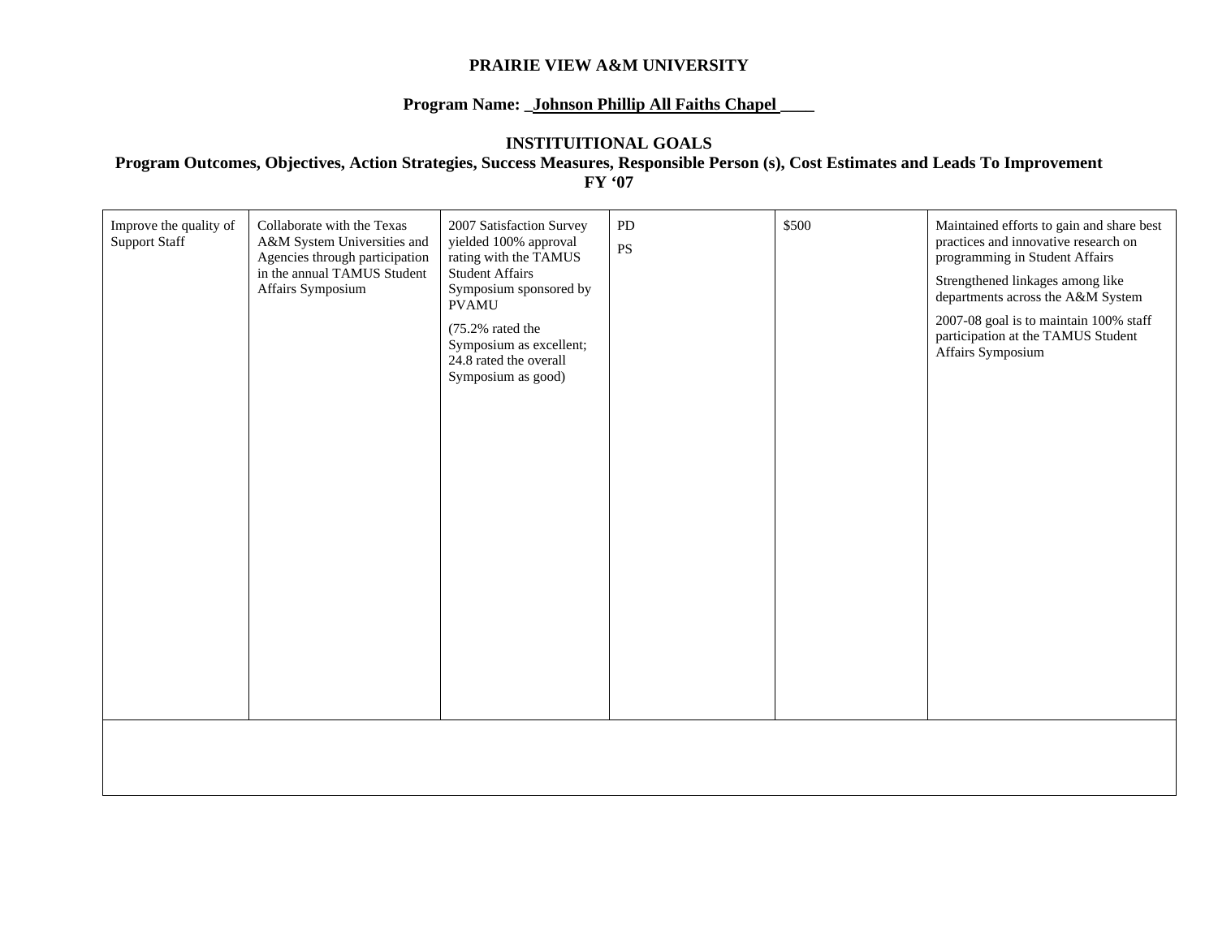**PRAIRIE VIEW A&M UNIVERSITY**

**Program Name: _Johnson Phillip All Faiths Chapel ____**

**INSTITUITIONAL GOALS**

**Program Outcomes, Objectives, Action Strategies, Success Measures, Responsible Person (s), Cost Estimates and Leads To Improvement**
**FY '07**

| | | | | | |
|---|---|---|---|---|---|
| Improve the quality of Support Staff | Collaborate with the Texas A&M System Universities and Agencies through participation in the annual TAMUS Student Affairs Symposium | 2007 Satisfaction Survey yielded 100% approval rating with the TAMUS Student Affairs Symposium sponsored by PVAMU<br><br>(75.2% rated the Symposium as excellent; 24.8 rated the overall Symposium as good) | PD<br><br>PS | $500 | Maintained efforts to gain and share best practices and innovative research on programming in Student Affairs<br><br>Strengthened linkages among like departments across the A&M System<br><br>2007-08 goal is to maintain 100% staff participation at the TAMUS Student Affairs Symposium |
| | | | | | |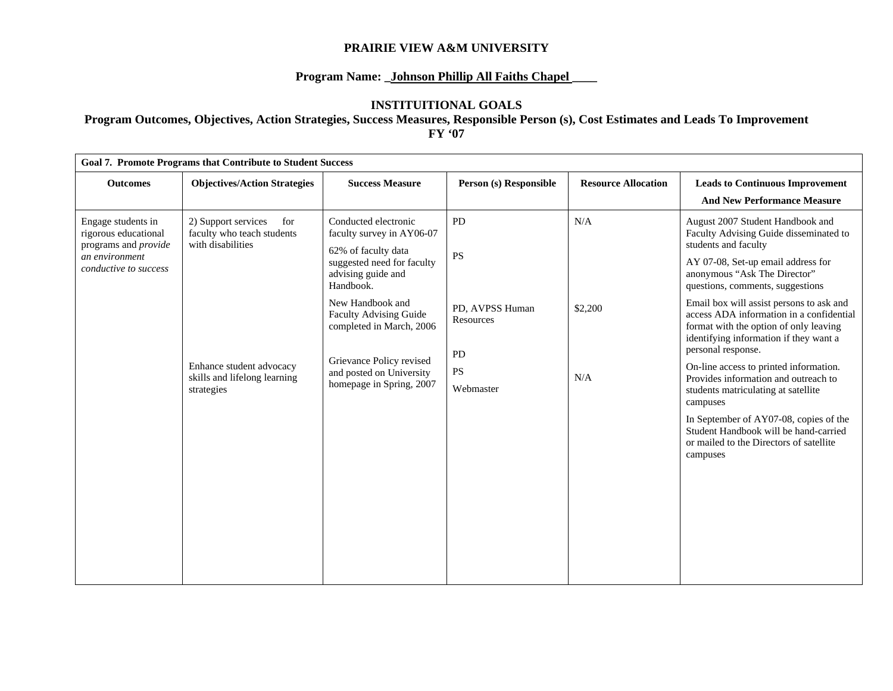**PRAIRIE VIEW A&M UNIVERSITY**

**Program Name: _Johnson Phillip All Faiths Chapel ____**

**INSTITUITIONAL GOALS**

**Program Outcomes, Objectives, Action Strategies, Success Measures, Responsible Person (s), Cost Estimates and Leads To Improvement**

**FY '07**

| **Goal 7. Promote Programs that Contribute to Student Success** | | | | | |
|---|---|---|---|---|---|
| **Outcomes** | **Objectives/Action Strategies** | **Success Measure** | **Person (s) Responsible** | **Resource Allocation** | **Leads to Continuous Improvement And New Performance Measure** |
| Engage students in rigorous educational programs and *provide an environment conductive to success* | 2) Support services for faculty who teach students with disabilities<br><br>Enhance student advocacy skills and lifelong learning strategies | Conducted electronic faculty survey in AY06-07<br><br>62% of faculty data suggested need for faculty advising guide and Handbook.<br><br>New Handbook and Faculty Advising Guide completed in March, 2006<br><br>Grievance Policy revised and posted on University homepage in Spring, 2007 | PD<br><br>PS<br><br>PD, AVPSS Human Resources<br><br>PD<br>PS<br>Webmaster | N/A<br><br>$2,200<br><br>N/A | August 2007 Student Handbook and Faculty Advising Guide disseminated to students and faculty<br><br>AY 07-08, Set-up email address for anonymous "Ask The Director" questions, comments, suggestions<br><br>Email box will assist persons to ask and access ADA information in a confidential format with the option of only leaving identifying information if they want a personal response.<br><br>On-line access to printed information. Provides information and outreach to students matriculating at satellite campuses<br><br>In September of AY07-08, copies of the Student Handbook will be hand-carried or mailed to the Directors of satellite campuses |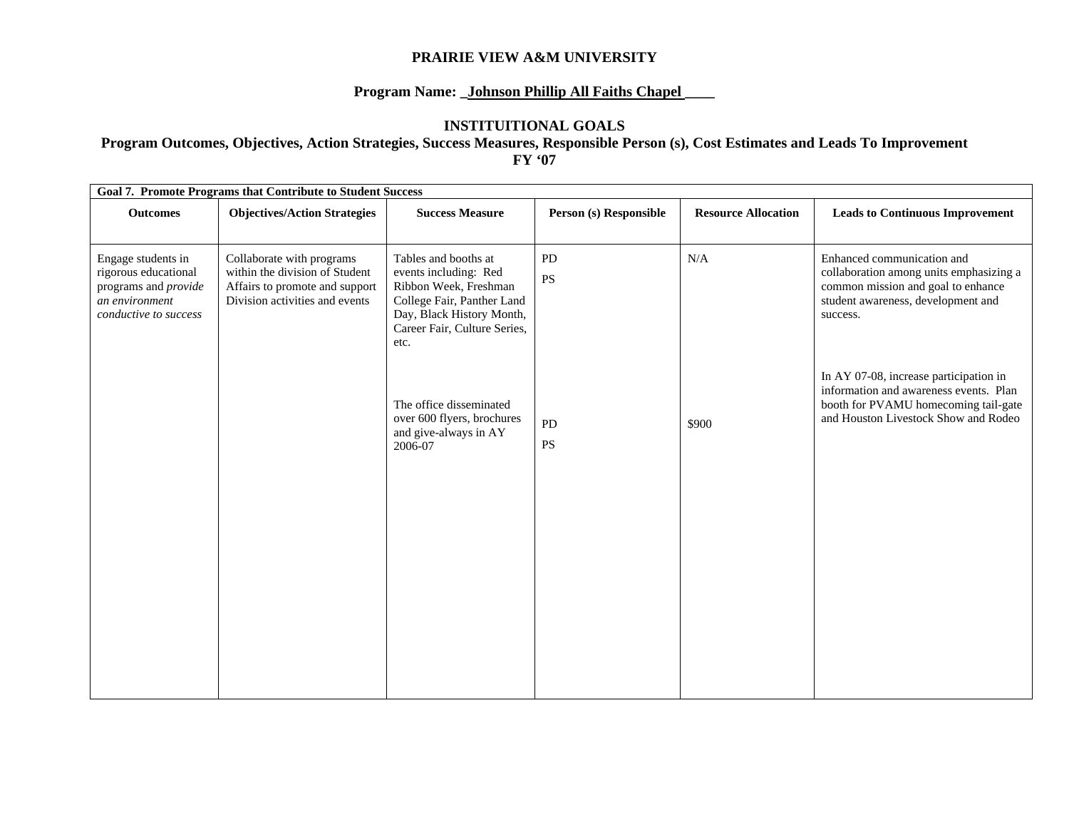**PRAIRIE VIEW A&M UNIVERSITY**

**Program Name: _Johnson Phillip All Faiths Chapel ____**

**INSTITUITIONAL GOALS**

**Program Outcomes, Objectives, Action Strategies, Success Measures, Responsible Person (s), Cost Estimates and Leads To Improvement**

**FY '07**

| **Goal 7. Promote Programs that Contribute to Student Success** | | | | | |
|---|---|---|---|---|---|
| **Outcomes** | **Objectives/Action Strategies** | **Success Measure** | **Person (s) Responsible** | **Resource Allocation** | **Leads to Continuous Improvement** |
| Engage students in rigorous educational programs and *provide an environment conductive to success* | Collaborate with programs within the division of Student Affairs to promote and support Division activities and events | Tables and booths at events including: Red Ribbon Week, Freshman College Fair, Panther Land Day, Black History Month, Career Fair, Culture Series, etc. | PD<br>PS | N/A | Enhanced communication and collaboration among units emphasizing a common mission and goal to enhance student awareness, development and success. |
| | | The office disseminated over 600 flyers, brochures and give-always in AY 2006-07 | PD<br>PS | $900 | In AY 07-08, increase participation in information and awareness events. Plan booth for PVAMU homecoming tail-gate and Houston Livestock Show and Rodeo |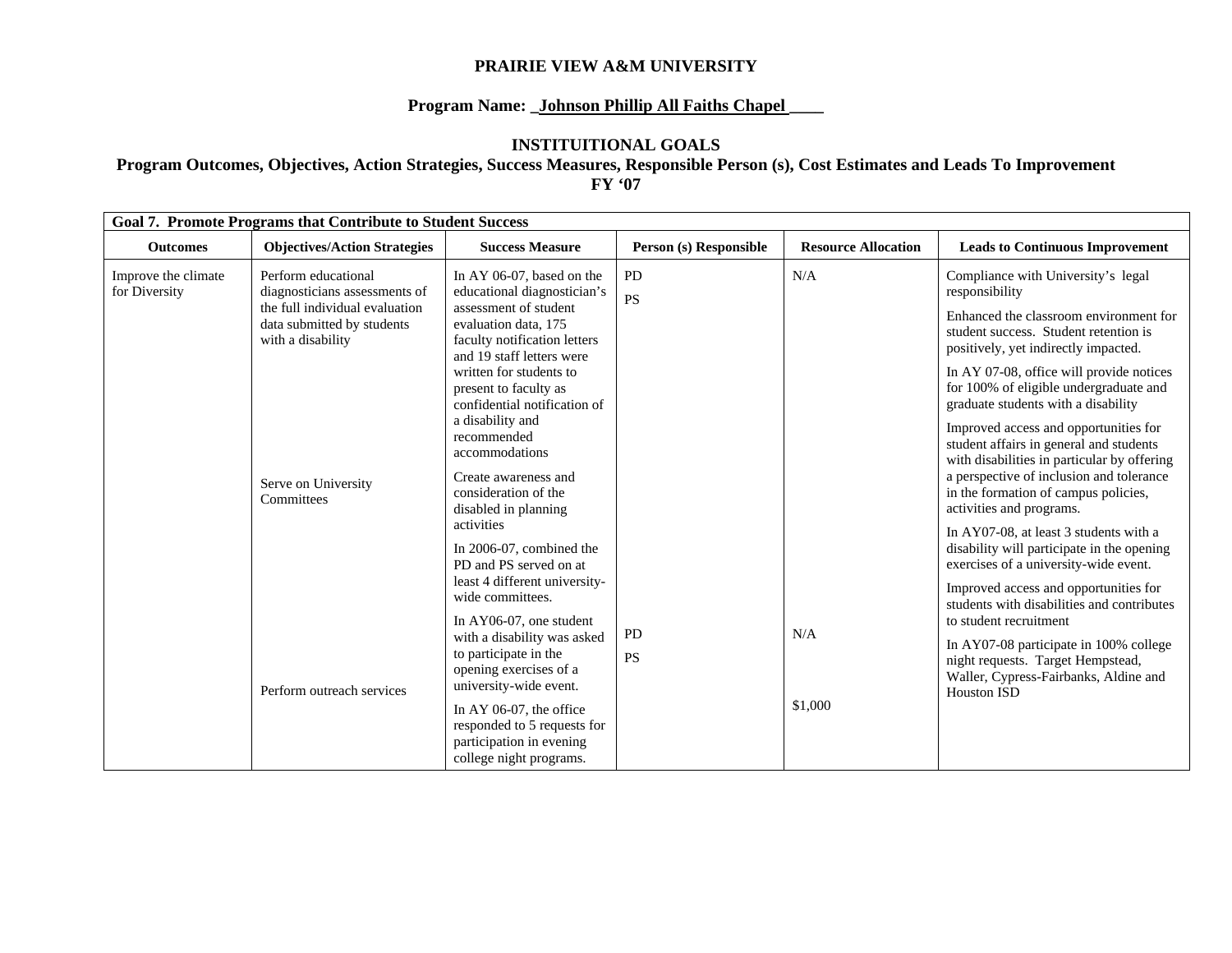**PRAIRIE VIEW A&M UNIVERSITY**

**Program Name: _Johnson Phillip All Faiths Chapel ____**

**INSTITUITIONAL GOALS**

**Program Outcomes, Objectives, Action Strategies, Success Measures, Responsible Person (s), Cost Estimates and Leads To Improvement**

**FY '07**

| **Goal 7. Promote Programs that Contribute to Student Success** | | | | | |
|---|---|---|---|---|---|
| **Outcomes** | **Objectives/Action Strategies** | **Success Measure** | **Person (s) Responsible** | **Resource Allocation** | **Leads to Continuous Improvement** |
| Improve the climate for Diversity | Perform educational diagnosticians assessments of the full individual evaluation data submitted by students with a disability | In AY 06-07, based on the educational diagnostician's assessment of student evaluation data, 175 faculty notification letters and 19 staff letters were written for students to present to faculty as confidential notification of a disability and recommended accommodations | PD<br>PS | N/A | Compliance with University's legal responsibility<br>Enhanced the classroom environment for student success. Student retention is positively, yet indirectly impacted.<br>In AY 07-08, office will provide notices for 100% of eligible undergraduate and graduate students with a disability |
| | Serve on University Committees | Create awareness and consideration of the disabled in planning activities<br>In 2006-07, combined the PD and PS served on at least 4 different university-wide committees.<br>In AY06-07, one student with a disability was asked to participate in the opening exercises of a university-wide event. | PD<br>PS | N/A | Improved access and opportunities for student affairs in general and students with disabilities in particular by offering a perspective of inclusion and tolerance in the formation of campus policies, activities and programs.<br>In AY07-08, at least 3 students with a disability will participate in the opening exercises of a university-wide event. |
| | Perform outreach services | In AY 06-07, the office responded to 5 requests for participation in evening college night programs. | | $1,000 | Improved access and opportunities for students with disabilities and contributes to student recruitment<br>In AY07-08 participate in 100% college night requests. Target Hempstead, Waller, Cypress-Fairbanks, Aldine and Houston ISD |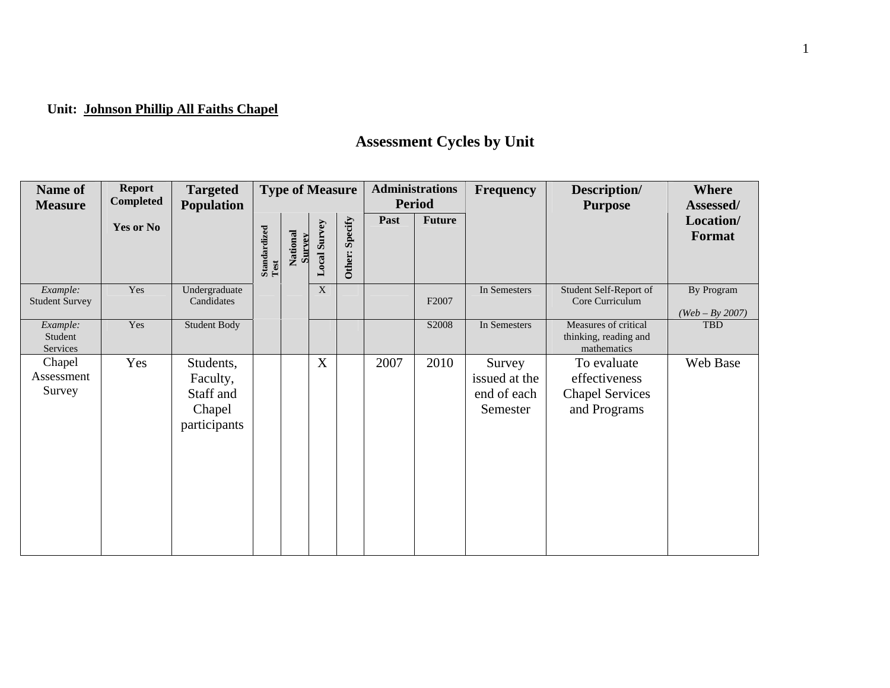**Unit: Johnson Phillip All Faiths Chapel**

## Assessment Cycles by Unit

| Name of Measure | Report Completed<br>Yes or No | Targeted Population | Type of Measure | | | | Administrations Period | | Frequency | Description/ Purpose | Where Assessed/ Location/ Format |
|---|---|---|---|---|---|---|---|---|---|---|---|
| | | | Standardized Test | National Survey | Local Survey | Other: Specify | Past | Future | | | |
| *Example:* Student Survey | Yes | Undergraduate Candidates | | | X | | | F2007 | In Semesters | Student Self-Report of Core Curriculum | By Program<br>*(Web – By 2007)* |
| *Example:* Student Services | Yes | Student Body | | | | | | S2008 | In Semesters | Measures of critical thinking, reading and mathematics | TBD |
| Chapel Assessment Survey | Yes | Students, Faculty, Staff and Chapel participants | | | X | | 2007 | 2010 | Survey issued at the end of each Semester | To evaluate effectiveness Chapel Services and Programs | Web Base |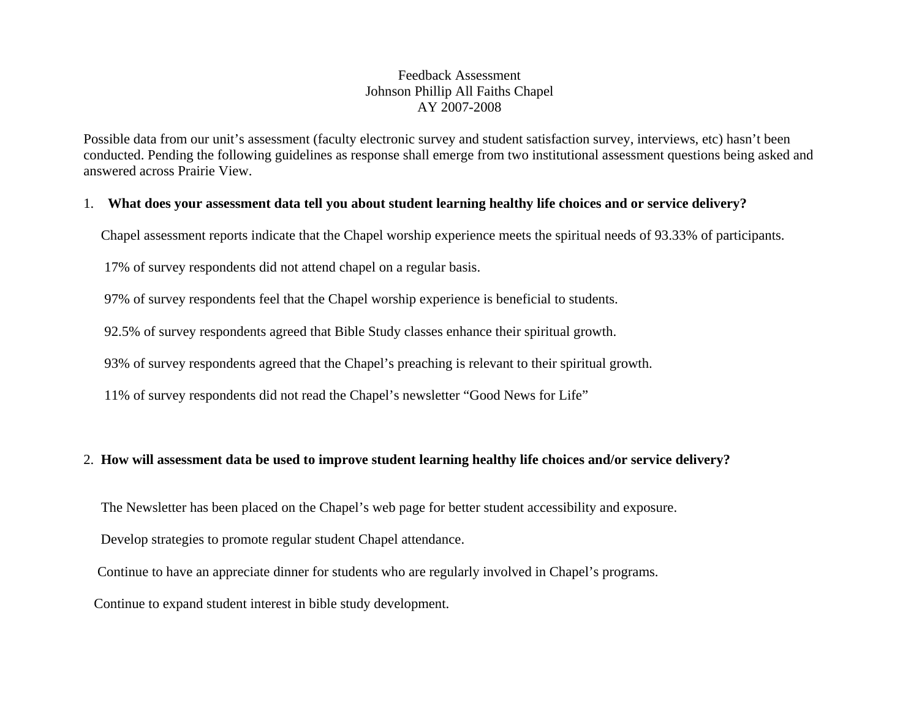Feedback Assessment
Johnson Phillip All Faiths Chapel
AY 2007-2008

Possible data from our unit's assessment (faculty electronic survey and student satisfaction survey, interviews, etc) hasn't been conducted. Pending the following guidelines as response shall emerge from two institutional assessment questions being asked and answered across Prairie View.

1. **What does your assessment data tell you about student learning healthy life choices and or service delivery?**

Chapel assessment reports indicate that the Chapel worship experience meets the spiritual needs of 93.33% of participants.

17% of survey respondents did not attend chapel on a regular basis.

97% of survey respondents feel that the Chapel worship experience is beneficial to students.

92.5% of survey respondents agreed that Bible Study classes enhance their spiritual growth.

93% of survey respondents agreed that the Chapel's preaching is relevant to their spiritual growth.

11% of survey respondents did not read the Chapel's newsletter "Good News for Life"

2. **How will assessment data be used to improve student learning healthy life choices and/or service delivery?**

The Newsletter has been placed on the Chapel's web page for better student accessibility and exposure.

Develop strategies to promote regular student Chapel attendance.

Continue to have an appreciate dinner for students who are regularly involved in Chapel's programs.

Continue to expand student interest in bible study development.